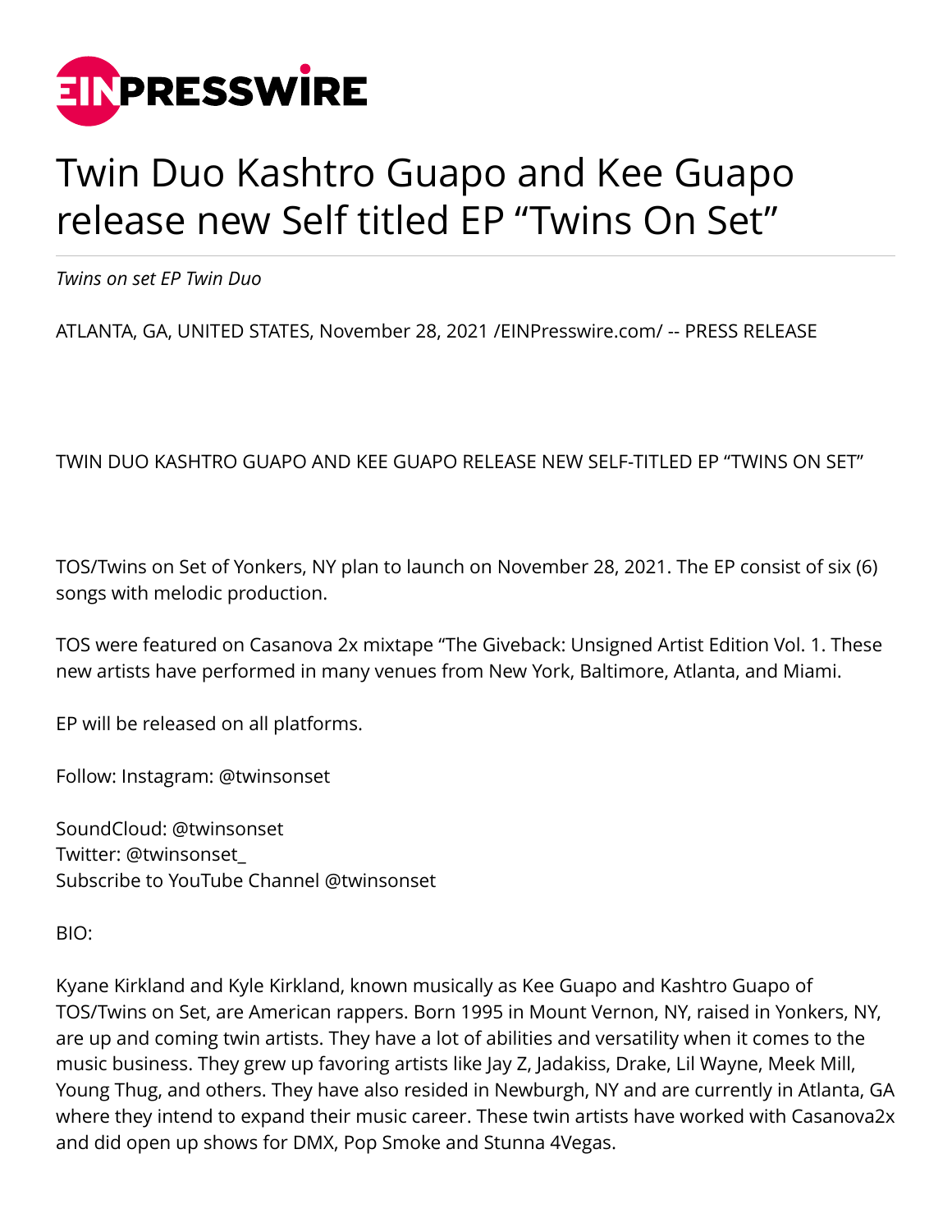# Twin Duo Kashtro Guapo and Kee Guapo release new Self titled EP “Twins On Set”

*Twins on set EP Twin Duo*

ATLANTA, GA, UNITED STATES, November 28, 2021 /EINPresswire.com/ -- PRESS RELEASE

TWIN DUO KASHTRO GUAPO AND KEE GUAPO RELEASE NEW SELF-TITLED EP “TWINS ON SET”

TOS/Twins on Set of Yonkers, NY plan to launch on November 28, 2021. The EP consist of six (6) songs with melodic production.

TOS were featured on Casanova 2x mixtape “The Giveback: Unsigned Artist Edition Vol. 1. These new artists have performed in many venues from New York, Baltimore, Atlanta, and Miami.

EP will be released on all platforms.

Follow: Instagram: @twinsonset

SoundCloud: @twinsonset
Twitter: @twinsonset_
Subscribe to YouTube Channel @twinsonset

BIO:

Kyane Kirkland and Kyle Kirkland, known musically as Kee Guapo and Kashtro Guapo of TOS/Twins on Set, are American rappers. Born 1995 in Mount Vernon, NY, raised in Yonkers, NY, are up and coming twin artists. They have a lot of abilities and versatility when it comes to the music business. They grew up favoring artists like Jay Z, Jadakiss, Drake, Lil Wayne, Meek Mill, Young Thug, and others. They have also resided in Newburgh, NY and are currently in Atlanta, GA where they intend to expand their music career. These twin artists have worked with Casanova2x and did open up shows for DMX, Pop Smoke and Stunna 4Vegas.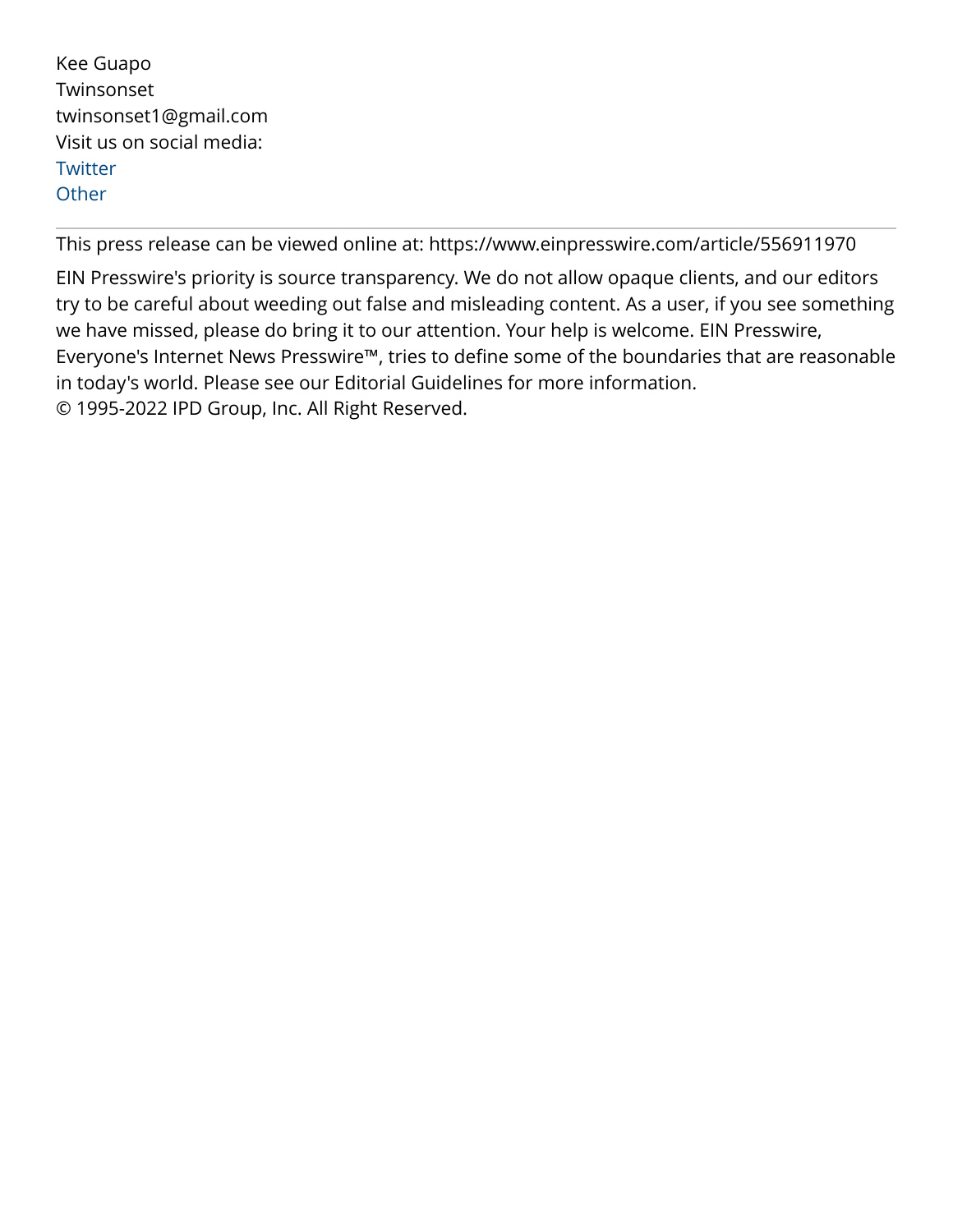Kee Guapo
Twinsonset
twinsonset1@gmail.com
Visit us on social media:
Twitter
Other

---

This press release can be viewed online at: https://www.einpresswire.com/article/556911970

EIN Presswire's priority is source transparency. We do not allow opaque clients, and our editors try to be careful about weeding out false and misleading content. As a user, if you see something we have missed, please do bring it to our attention. Your help is welcome. EIN Presswire, Everyone's Internet News Presswire™, tries to define some of the boundaries that are reasonable in today's world. Please see our Editorial Guidelines for more information.
© 1995-2022 IPD Group, Inc. All Right Reserved.